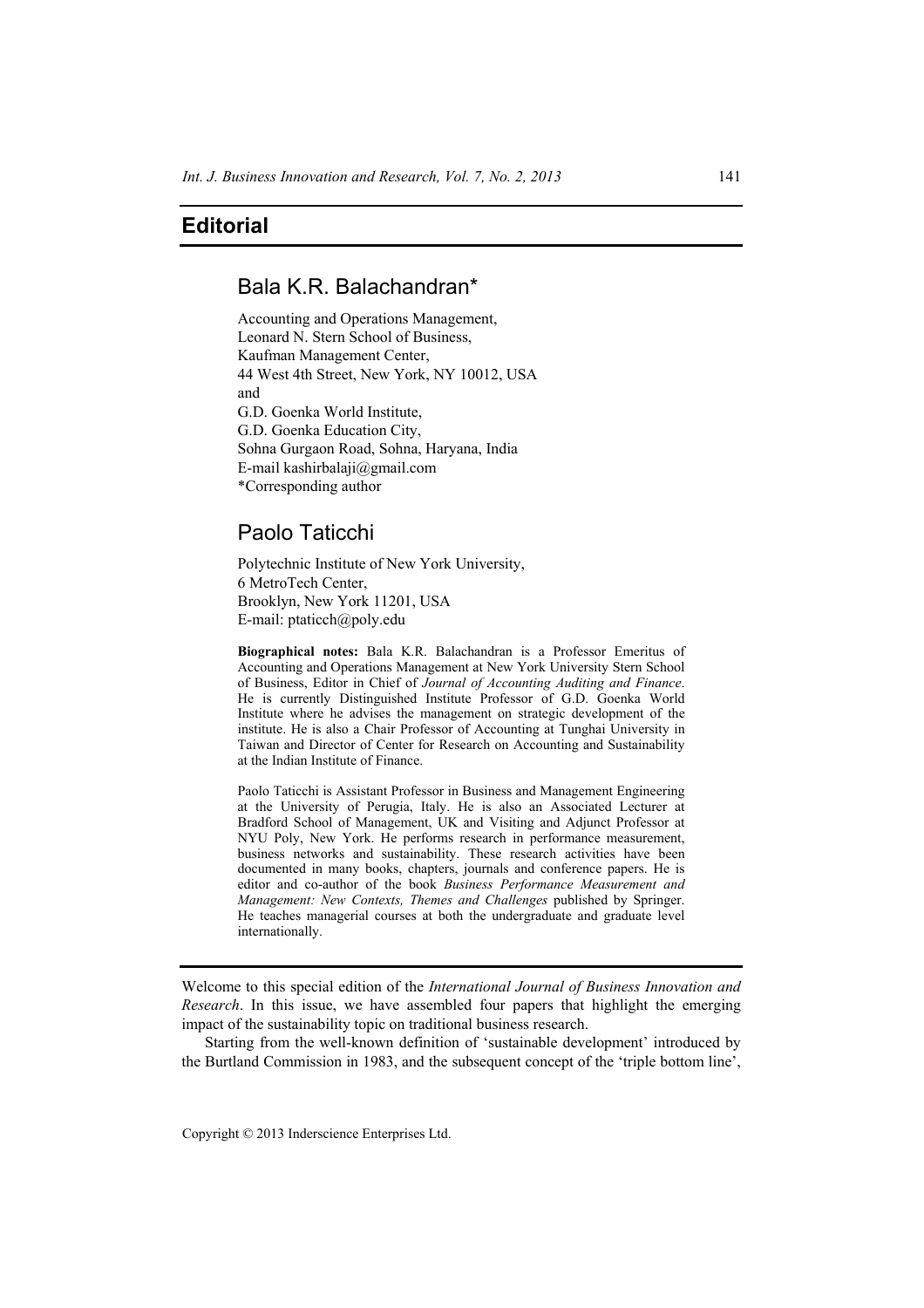# Editorial

## Bala K.R. Balachandran*

Accounting and Operations Management,
Leonard N. Stern School of Business,
Kaufman Management Center,
44 West 4th Street, New York, NY 10012, USA
and
G.D. Goenka World Institute,
G.D. Goenka Education City,
Sohna Gurgaon Road, Sohna, Haryana, India
E-mail kashirbalaji@gmail.com
*Corresponding author

## Paolo Taticchi

Polytechnic Institute of New York University,
6 MetroTech Center,
Brooklyn, New York 11201, USA
E-mail: ptaticch@poly.edu

**Biographical notes:** Bala K.R. Balachandran is a Professor Emeritus of Accounting and Operations Management at New York University Stern School of Business, Editor in Chief of *Journal of Accounting Auditing and Finance*. He is currently Distinguished Institute Professor of G.D. Goenka World Institute where he advises the management on strategic development of the institute. He is also a Chair Professor of Accounting at Tunghai University in Taiwan and Director of Center for Research on Accounting and Sustainability at the Indian Institute of Finance.

Paolo Taticchi is Assistant Professor in Business and Management Engineering at the University of Perugia, Italy. He is also an Associated Lecturer at Bradford School of Management, UK and Visiting and Adjunct Professor at NYU Poly, New York. He performs research in performance measurement, business networks and sustainability. These research activities have been documented in many books, chapters, journals and conference papers. He is editor and co-author of the book *Business Performance Measurement and Management: New Contexts, Themes and Challenges* published by Springer. He teaches managerial courses at both the undergraduate and graduate level internationally.

---

Welcome to this special edition of the *International Journal of Business Innovation and Research*. In this issue, we have assembled four papers that highlight the emerging impact of the sustainability topic on traditional business research.

Starting from the well-known definition of 'sustainable development' introduced by the Burtland Commission in 1983, and the subsequent concept of the 'triple bottom line',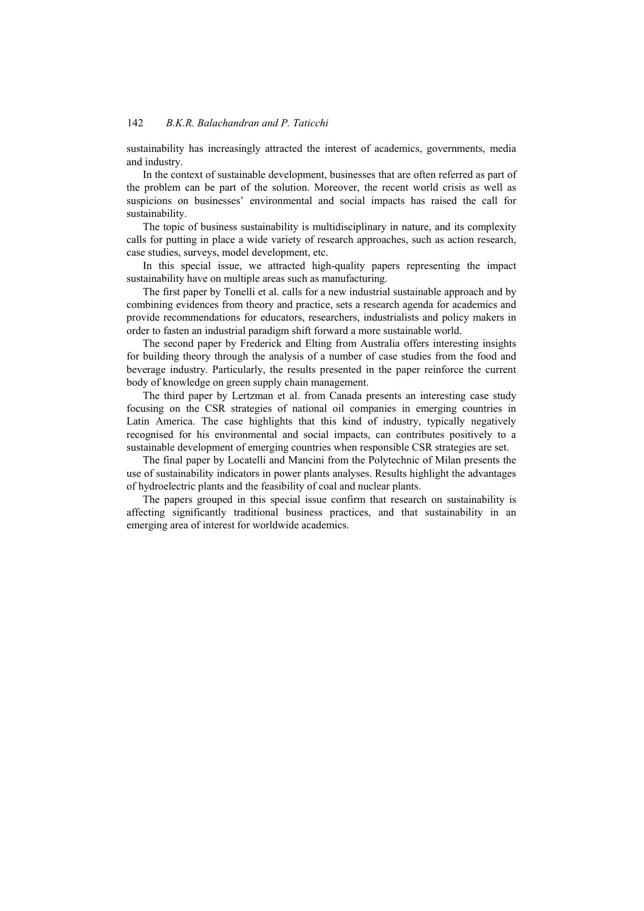sustainability has increasingly attracted the interest of academics, governments, media and industry.

In the context of sustainable development, businesses that are often referred as part of the problem can be part of the solution. Moreover, the recent world crisis as well as suspicions on businesses' environmental and social impacts has raised the call for sustainability.

The topic of business sustainability is multidisciplinary in nature, and its complexity calls for putting in place a wide variety of research approaches, such as action research, case studies, surveys, model development, etc.

In this special issue, we attracted high-quality papers representing the impact sustainability have on multiple areas such as manufacturing.

The first paper by Tonelli et al. calls for a new industrial sustainable approach and by combining evidences from theory and practice, sets a research agenda for academics and provide recommendations for educators, researchers, industrialists and policy makers in order to fasten an industrial paradigm shift forward a more sustainable world.

The second paper by Frederick and Elting from Australia offers interesting insights for building theory through the analysis of a number of case studies from the food and beverage industry. Particularly, the results presented in the paper reinforce the current body of knowledge on green supply chain management.

The third paper by Lertzman et al. from Canada presents an interesting case study focusing on the CSR strategies of national oil companies in emerging countries in Latin America. The case highlights that this kind of industry, typically negatively recognised for his environmental and social impacts, can contributes positively to a sustainable development of emerging countries when responsible CSR strategies are set.

The final paper by Locatelli and Mancini from the Polytechnic of Milan presents the use of sustainability indicators in power plants analyses. Results highlight the advantages of hydroelectric plants and the feasibility of coal and nuclear plants.

The papers grouped in this special issue confirm that research on sustainability is affecting significantly traditional business practices, and that sustainability in an emerging area of interest for worldwide academics.